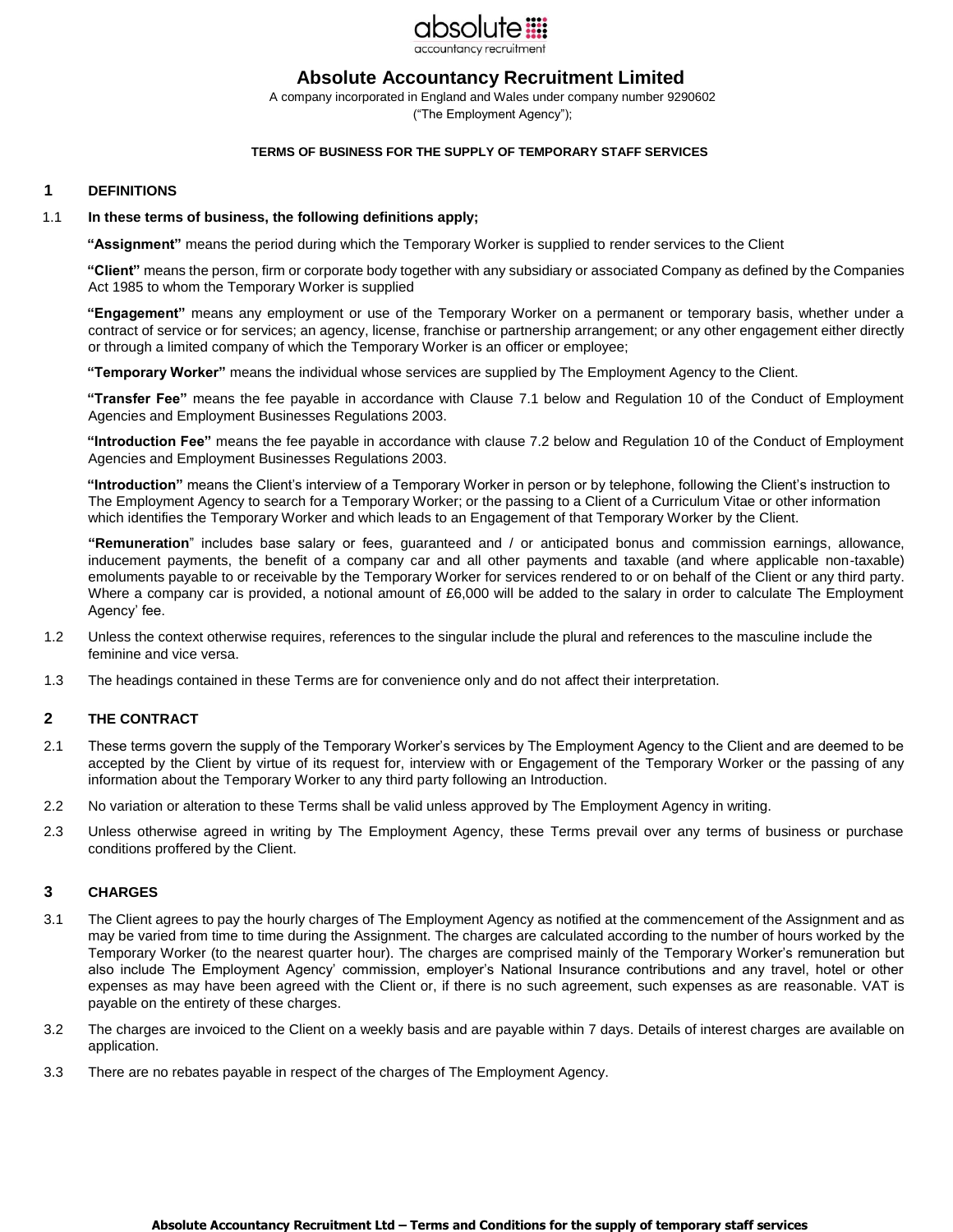# Absolute Accountancy Recruitment Limited

A company incorporated in England and Wales under company number 9290602
("The Employment Agency");

**TERMS OF BUSINESS FOR THE SUPPLY OF TEMPORARY STAFF SERVICES**

## 1 DEFINITIONS

1.1 **In these terms of business, the following definitions apply;**

**"Assignment"** means the period during which the Temporary Worker is supplied to render services to the Client

**"Client"** means the person, firm or corporate body together with any subsidiary or associated Company as defined by the Companies Act 1985 to whom the Temporary Worker is supplied

**"Engagement"** means any employment or use of the Temporary Worker on a permanent or temporary basis, whether under a contract of service or for services; an agency, license, franchise or partnership arrangement; or any other engagement either directly or through a limited company of which the Temporary Worker is an officer or employee;

**"Temporary Worker"** means the individual whose services are supplied by The Employment Agency to the Client.

**"Transfer Fee"** means the fee payable in accordance with Clause 7.1 below and Regulation 10 of the Conduct of Employment Agencies and Employment Businesses Regulations 2003.

**"Introduction Fee"** means the fee payable in accordance with clause 7.2 below and Regulation 10 of the Conduct of Employment Agencies and Employment Businesses Regulations 2003.

**"Introduction"** means the Client's interview of a Temporary Worker in person or by telephone, following the Client's instruction to The Employment Agency to search for a Temporary Worker; or the passing to a Client of a Curriculum Vitae or other information which identifies the Temporary Worker and which leads to an Engagement of that Temporary Worker by the Client.

**"Remuneration"** includes base salary or fees, guaranteed and / or anticipated bonus and commission earnings, allowance, inducement payments, the benefit of a company car and all other payments and taxable (and where applicable non-taxable) emoluments payable to or receivable by the Temporary Worker for services rendered to or on behalf of the Client or any third party. Where a company car is provided, a notional amount of £6,000 will be added to the salary in order to calculate The Employment Agency' fee.

1.2 Unless the context otherwise requires, references to the singular include the plural and references to the masculine include the feminine and vice versa.

1.3 The headings contained in these Terms are for convenience only and do not affect their interpretation.

## 2 THE CONTRACT

2.1 These terms govern the supply of the Temporary Worker's services by The Employment Agency to the Client and are deemed to be accepted by the Client by virtue of its request for, interview with or Engagement of the Temporary Worker or the passing of any information about the Temporary Worker to any third party following an Introduction.

2.2 No variation or alteration to these Terms shall be valid unless approved by The Employment Agency in writing.

2.3 Unless otherwise agreed in writing by The Employment Agency, these Terms prevail over any terms of business or purchase conditions proffered by the Client.

## 3 CHARGES

3.1 The Client agrees to pay the hourly charges of The Employment Agency as notified at the commencement of the Assignment and as may be varied from time to time during the Assignment. The charges are calculated according to the number of hours worked by the Temporary Worker (to the nearest quarter hour). The charges are comprised mainly of the Temporary Worker's remuneration but also include The Employment Agency' commission, employer's National Insurance contributions and any travel, hotel or other expenses as may have been agreed with the Client or, if there is no such agreement, such expenses as are reasonable. VAT is payable on the entirety of these charges.

3.2 The charges are invoiced to the Client on a weekly basis and are payable within 7 days. Details of interest charges are available on application.

3.3 There are no rebates payable in respect of the charges of The Employment Agency.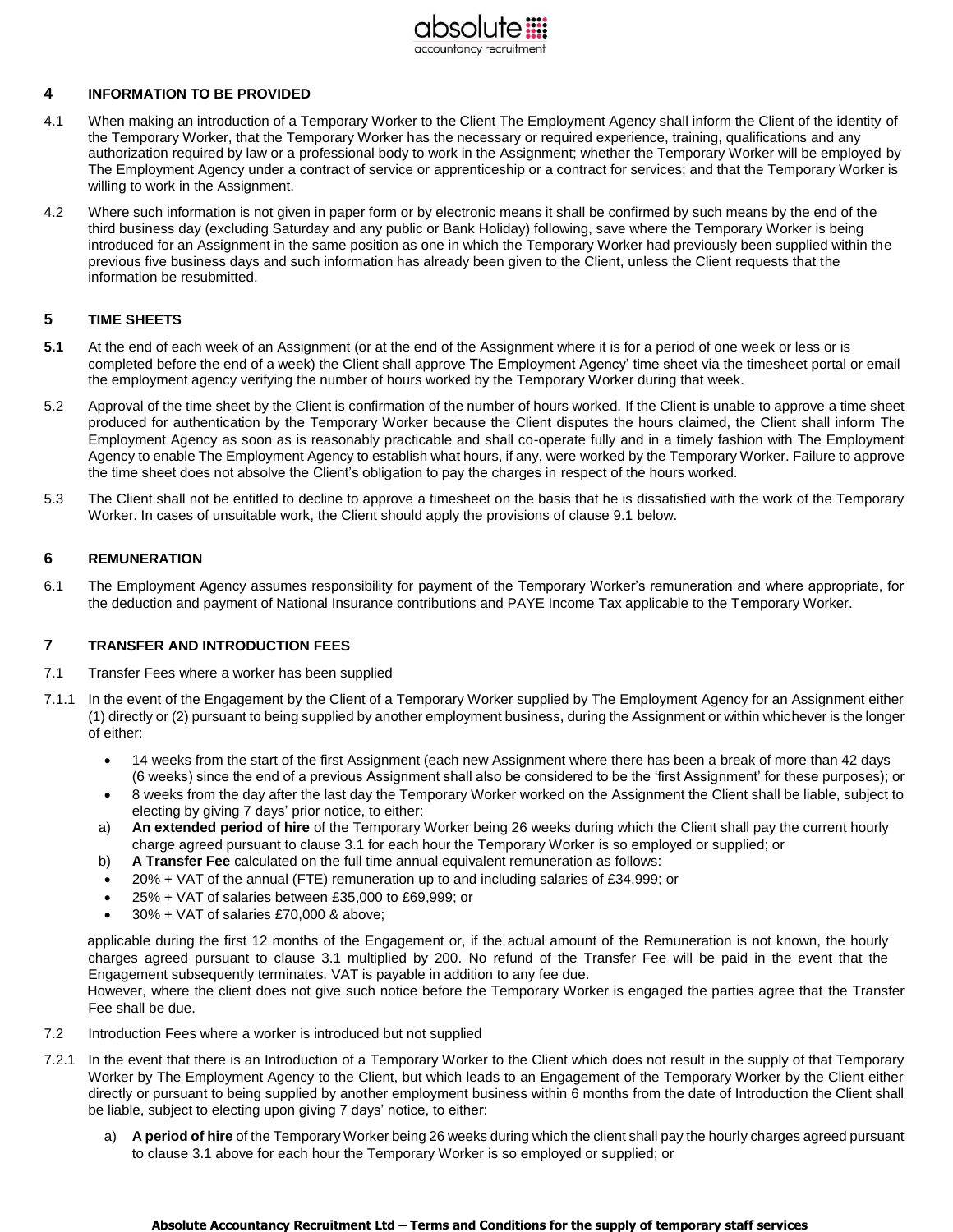## 4 INFORMATION TO BE PROVIDED

4.1 When making an introduction of a Temporary Worker to the Client The Employment Agency shall inform the Client of the identity of the Temporary Worker, that the Temporary Worker has the necessary or required experience, training, qualifications and any authorization required by law or a professional body to work in the Assignment; whether the Temporary Worker will be employed by The Employment Agency under a contract of service or apprenticeship or a contract for services; and that the Temporary Worker is willing to work in the Assignment.

4.2 Where such information is not given in paper form or by electronic means it shall be confirmed by such means by the end of the third business day (excluding Saturday and any public or Bank Holiday) following, save where the Temporary Worker is being introduced for an Assignment in the same position as one in which the Temporary Worker had previously been supplied within the previous five business days and such information has already been given to the Client, unless the Client requests that the information be resubmitted.

## 5 TIME SHEETS

**5.1** At the end of each week of an Assignment (or at the end of the Assignment where it is for a period of one week or less or is completed before the end of a week) the Client shall approve The Employment Agency' time sheet via the timesheet portal or email the employment agency verifying the number of hours worked by the Temporary Worker during that week.

5.2 Approval of the time sheet by the Client is confirmation of the number of hours worked. If the Client is unable to approve a time sheet produced for authentication by the Temporary Worker because the Client disputes the hours claimed, the Client shall inform The Employment Agency as soon as is reasonably practicable and shall co-operate fully and in a timely fashion with The Employment Agency to enable The Employment Agency to establish what hours, if any, were worked by the Temporary Worker. Failure to approve the time sheet does not absolve the Client's obligation to pay the charges in respect of the hours worked.

5.3 The Client shall not be entitled to decline to approve a timesheet on the basis that he is dissatisfied with the work of the Temporary Worker. In cases of unsuitable work, the Client should apply the provisions of clause 9.1 below.

## 6 REMUNERATION

6.1 The Employment Agency assumes responsibility for payment of the Temporary Worker's remuneration and where appropriate, for the deduction and payment of National Insurance contributions and PAYE Income Tax applicable to the Temporary Worker.

## 7 TRANSFER AND INTRODUCTION FEES

7.1 Transfer Fees where a worker has been supplied

7.1.1 In the event of the Engagement by the Client of a Temporary Worker supplied by The Employment Agency for an Assignment either (1) directly or (2) pursuant to being supplied by another employment business, during the Assignment or within whichever is the longer of either:

- 14 weeks from the start of the first Assignment (each new Assignment where there has been a break of more than 42 days (6 weeks) since the end of a previous Assignment shall also be considered to be the 'first Assignment' for these purposes); or
- 8 weeks from the day after the last day the Temporary Worker worked on the Assignment the Client shall be liable, subject to electing by giving 7 days' prior notice, to either:

a) **An extended period of hire** of the Temporary Worker being 26 weeks during which the Client shall pay the current hourly charge agreed pursuant to clause 3.1 for each hour the Temporary Worker is so employed or supplied; or

b) **A Transfer Fee** calculated on the full time annual equivalent remuneration as follows:

- 20% + VAT of the annual (FTE) remuneration up to and including salaries of £34,999; or
- 25% + VAT of salaries between £35,000 to £69,999; or
- 30% + VAT of salaries £70,000 & above;

applicable during the first 12 months of the Engagement or, if the actual amount of the Remuneration is not known, the hourly charges agreed pursuant to clause 3.1 multiplied by 200. No refund of the Transfer Fee will be paid in the event that the Engagement subsequently terminates. VAT is payable in addition to any fee due.

However, where the client does not give such notice before the Temporary Worker is engaged the parties agree that the Transfer Fee shall be due.

7.2 Introduction Fees where a worker is introduced but not supplied

7.2.1 In the event that there is an Introduction of a Temporary Worker to the Client which does not result in the supply of that Temporary Worker by The Employment Agency to the Client, but which leads to an Engagement of the Temporary Worker by the Client either directly or pursuant to being supplied by another employment business within 6 months from the date of Introduction the Client shall be liable, subject to electing upon giving 7 days' notice, to either:

a) **A period of hire** of the Temporary Worker being 26 weeks during which the client shall pay the hourly charges agreed pursuant to clause 3.1 above for each hour the Temporary Worker is so employed or supplied; or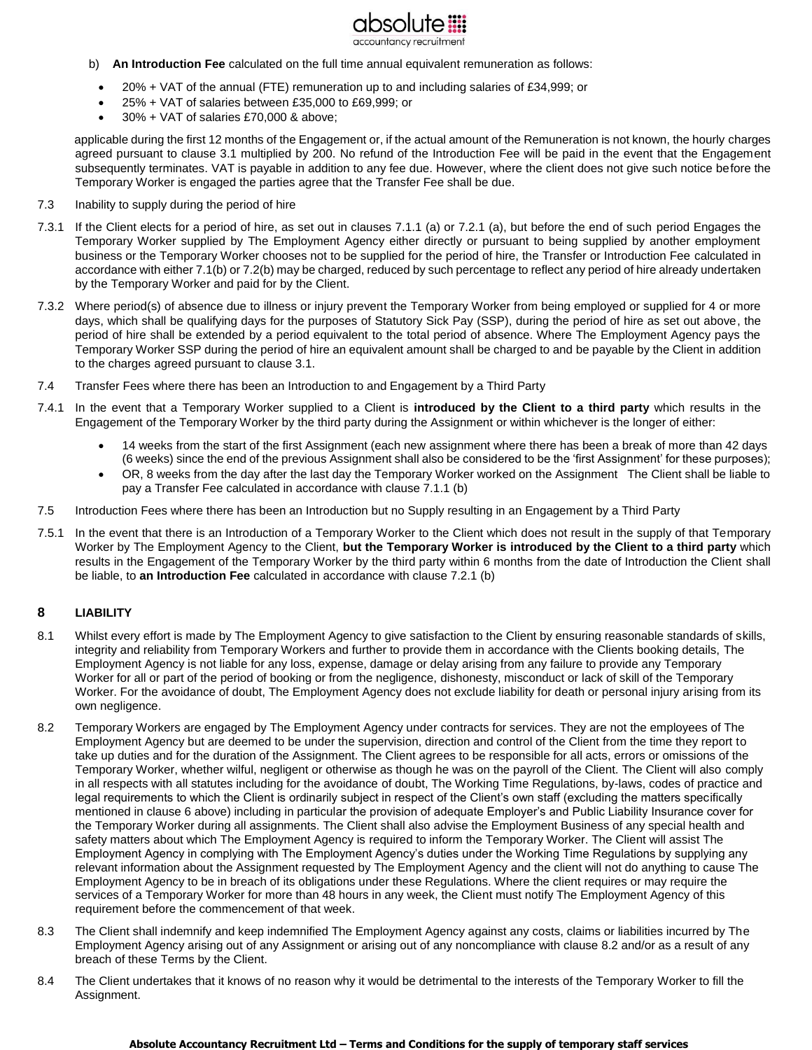b) **An Introduction Fee** calculated on the full time annual equivalent remuneration as follows:

- 20% + VAT of the annual (FTE) remuneration up to and including salaries of £34,999; or
- 25% + VAT of salaries between £35,000 to £69,999; or
- 30% + VAT of salaries £70,000 & above;

applicable during the first 12 months of the Engagement or, if the actual amount of the Remuneration is not known, the hourly charges agreed pursuant to clause 3.1 multiplied by 200. No refund of the Introduction Fee will be paid in the event that the Engagement subsequently terminates. VAT is payable in addition to any fee due. However, where the client does not give such notice before the Temporary Worker is engaged the parties agree that the Transfer Fee shall be due.

7.3 Inability to supply during the period of hire

7.3.1 If the Client elects for a period of hire, as set out in clauses 7.1.1 (a) or 7.2.1 (a), but before the end of such period Engages the Temporary Worker supplied by The Employment Agency either directly or pursuant to being supplied by another employment business or the Temporary Worker chooses not to be supplied for the period of hire, the Transfer or Introduction Fee calculated in accordance with either 7.1(b) or 7.2(b) may be charged, reduced by such percentage to reflect any period of hire already undertaken by the Temporary Worker and paid for by the Client.

7.3.2 Where period(s) of absence due to illness or injury prevent the Temporary Worker from being employed or supplied for 4 or more days, which shall be qualifying days for the purposes of Statutory Sick Pay (SSP), during the period of hire as set out above, the period of hire shall be extended by a period equivalent to the total period of absence. Where The Employment Agency pays the Temporary Worker SSP during the period of hire an equivalent amount shall be charged to and be payable by the Client in addition to the charges agreed pursuant to clause 3.1.

7.4 Transfer Fees where there has been an Introduction to and Engagement by a Third Party

7.4.1 In the event that a Temporary Worker supplied to a Client is **introduced by the Client to a third party** which results in the Engagement of the Temporary Worker by the third party during the Assignment or within whichever is the longer of either:

- 14 weeks from the start of the first Assignment (each new assignment where there has been a break of more than 42 days (6 weeks) since the end of the previous Assignment shall also be considered to be the 'first Assignment' for these purposes);
- OR, 8 weeks from the day after the last day the Temporary Worker worked on the Assignment The Client shall be liable to pay a Transfer Fee calculated in accordance with clause 7.1.1 (b)

7.5 Introduction Fees where there has been an Introduction but no Supply resulting in an Engagement by a Third Party

7.5.1 In the event that there is an Introduction of a Temporary Worker to the Client which does not result in the supply of that Temporary Worker by The Employment Agency to the Client, **but the Temporary Worker is introduced by the Client to a third party** which results in the Engagement of the Temporary Worker by the third party within 6 months from the date of Introduction the Client shall be liable, to **an Introduction Fee** calculated in accordance with clause 7.2.1 (b)

## 8 LIABILITY

8.1 Whilst every effort is made by The Employment Agency to give satisfaction to the Client by ensuring reasonable standards of skills, integrity and reliability from Temporary Workers and further to provide them in accordance with the Clients booking details, The Employment Agency is not liable for any loss, expense, damage or delay arising from any failure to provide any Temporary Worker for all or part of the period of booking or from the negligence, dishonesty, misconduct or lack of skill of the Temporary Worker. For the avoidance of doubt, The Employment Agency does not exclude liability for death or personal injury arising from its own negligence.

8.2 Temporary Workers are engaged by The Employment Agency under contracts for services. They are not the employees of The Employment Agency but are deemed to be under the supervision, direction and control of the Client from the time they report to take up duties and for the duration of the Assignment. The Client agrees to be responsible for all acts, errors or omissions of the Temporary Worker, whether wilful, negligent or otherwise as though he was on the payroll of the Client. The Client will also comply in all respects with all statutes including for the avoidance of doubt, The Working Time Regulations, by-laws, codes of practice and legal requirements to which the Client is ordinarily subject in respect of the Client's own staff (excluding the matters specifically mentioned in clause 6 above) including in particular the provision of adequate Employer's and Public Liability Insurance cover for the Temporary Worker during all assignments. The Client shall also advise the Employment Business of any special health and safety matters about which The Employment Agency is required to inform the Temporary Worker. The Client will assist The Employment Agency in complying with The Employment Agency's duties under the Working Time Regulations by supplying any relevant information about the Assignment requested by The Employment Agency and the client will not do anything to cause The Employment Agency to be in breach of its obligations under these Regulations. Where the client requires or may require the services of a Temporary Worker for more than 48 hours in any week, the Client must notify The Employment Agency of this requirement before the commencement of that week.

8.3 The Client shall indemnify and keep indemnified The Employment Agency against any costs, claims or liabilities incurred by The Employment Agency arising out of any Assignment or arising out of any noncompliance with clause 8.2 and/or as a result of any breach of these Terms by the Client.

8.4 The Client undertakes that it knows of no reason why it would be detrimental to the interests of the Temporary Worker to fill the Assignment.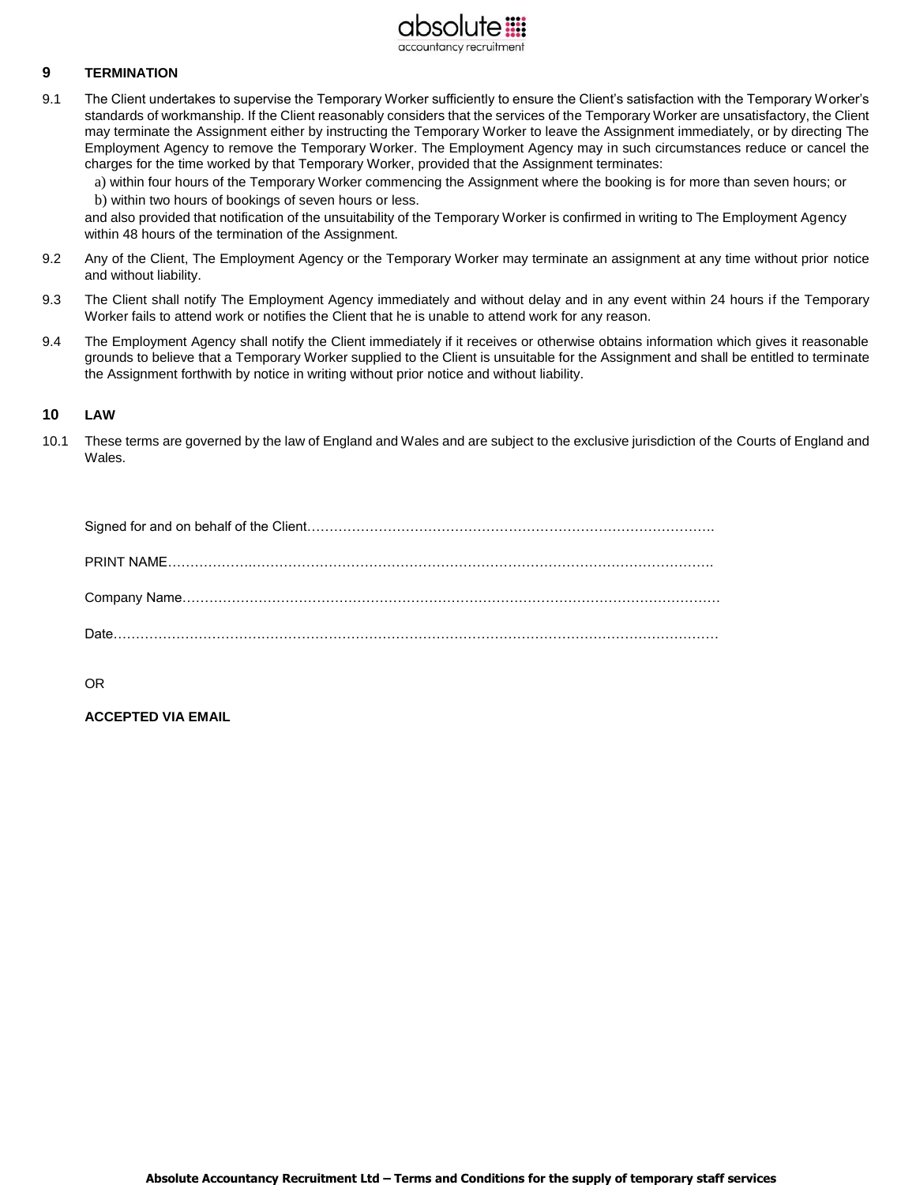## 9 TERMINATION

9.1 The Client undertakes to supervise the Temporary Worker sufficiently to ensure the Client's satisfaction with the Temporary Worker's standards of workmanship. If the Client reasonably considers that the services of the Temporary Worker are unsatisfactory, the Client may terminate the Assignment either by instructing the Temporary Worker to leave the Assignment immediately, or by directing The Employment Agency to remove the Temporary Worker. The Employment Agency may in such circumstances reduce or cancel the charges for the time worked by that Temporary Worker, provided that the Assignment terminates:

a) within four hours of the Temporary Worker commencing the Assignment where the booking is for more than seven hours; or

b) within two hours of bookings of seven hours or less.

and also provided that notification of the unsuitability of the Temporary Worker is confirmed in writing to The Employment Agency within 48 hours of the termination of the Assignment.

9.2 Any of the Client, The Employment Agency or the Temporary Worker may terminate an assignment at any time without prior notice and without liability.

9.3 The Client shall notify The Employment Agency immediately and without delay and in any event within 24 hours if the Temporary Worker fails to attend work or notifies the Client that he is unable to attend work for any reason.

9.4 The Employment Agency shall notify the Client immediately if it receives or otherwise obtains information which gives it reasonable grounds to believe that a Temporary Worker supplied to the Client is unsuitable for the Assignment and shall be entitled to terminate the Assignment forthwith by notice in writing without prior notice and without liability.

## 10 LAW

10.1 These terms are governed by the law of England and Wales and are subject to the exclusive jurisdiction of the Courts of England and Wales.

Signed for and on behalf of the Client……………………………………………………………………………….

PRINT NAME……………….……………………………………………………………………………………….

Company Name……………………………………………………………………………………………………

Date………………………………………………………………………………………………………………….

OR

**ACCEPTED VIA EMAIL**